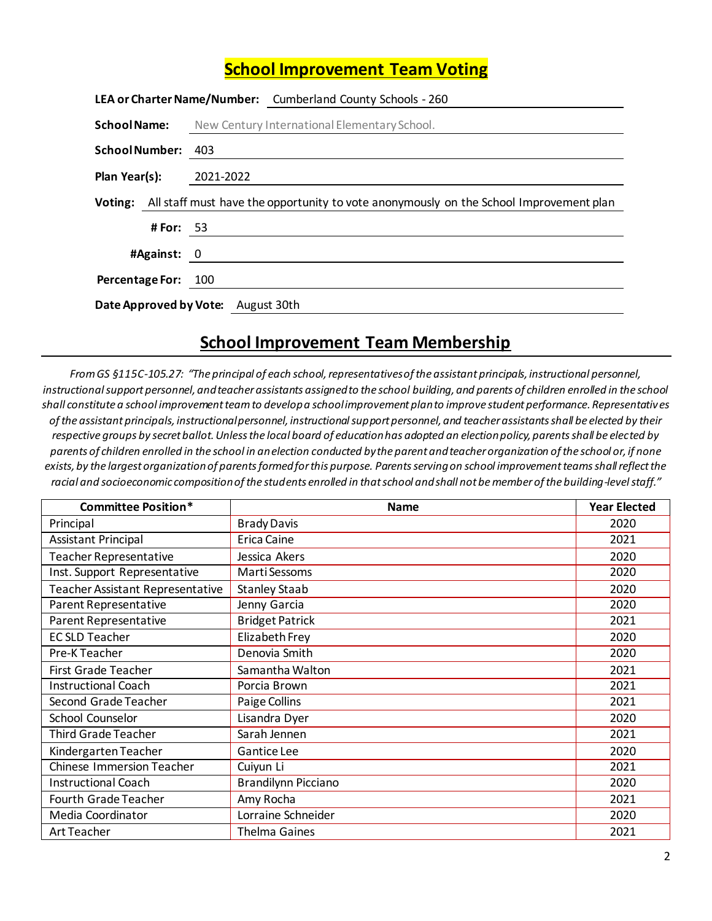# School Improvement Team Voting

**LEA or Charter Name/Number:** Cumberland County Schools - 260

**School Name:** New Century International Elementary School.

**School Number:** 403

**Plan Year(s):** 2021-2022

**Voting:** All staff must have the opportunity to vote anonymously on the School Improvement plan

**# For:** 53

**#Against:** 0

**Percentage For:** 100

**Date Approved by Vote:** August 30th

## School Improvement Team Membership

*From GS §115C-105.27: "The principal of each school, representatives of the assistant principals, instructional personnel, instructional support personnel, and teacher assistants assigned to the school building, and parents of children enrolled in the school shall constitute a school improvement team to develop a school improvement plan to improve student performance. Representatives of the assistant principals, instructional personnel, instructional support personnel, and teacher assistants shall be elected by their respective groups by secret ballot. Unless the local board of education has adopted an election policy, parents shall be elected by parents of children enrolled in the school in an election conducted by the parent and teacher organization of the school or, if none exists, by the largest organization of parents formed for this purpose. Parents serving on school improvement teams shall reflect the racial and socioeconomic composition of the students enrolled in that school and shall not be member of the building-level staff."*

| Committee Position* | Name | Year Elected |
|---|---|---|
| Principal | Brady Davis | 2020 |
| Assistant Principal | Erica Caine | 2021 |
| Teacher Representative | Jessica Akers | 2020 |
| Inst. Support Representative | Marti Sessoms | 2020 |
| Teacher Assistant Representative | Stanley Staab | 2020 |
| Parent Representative | Jenny Garcia | 2020 |
| Parent Representative | Bridget Patrick | 2021 |
| EC SLD Teacher | Elizabeth Frey | 2020 |
| Pre-K Teacher | Denovia Smith | 2020 |
| First Grade Teacher | Samantha Walton | 2021 |
| Instructional Coach | Porcia Brown | 2021 |
| Second Grade Teacher | Paige Collins | 2021 |
| School Counselor | Lisandra Dyer | 2020 |
| Third Grade Teacher | Sarah Jennen | 2021 |
| Kindergarten Teacher | Gantice Lee | 2020 |
| Chinese Immersion Teacher | Cuiyun Li | 2021 |
| Instructional Coach | Brandilynn Picciano | 2020 |
| Fourth Grade Teacher | Amy Rocha | 2021 |
| Media Coordinator | Lorraine Schneider | 2020 |
| Art Teacher | Thelma Gaines | 2021 |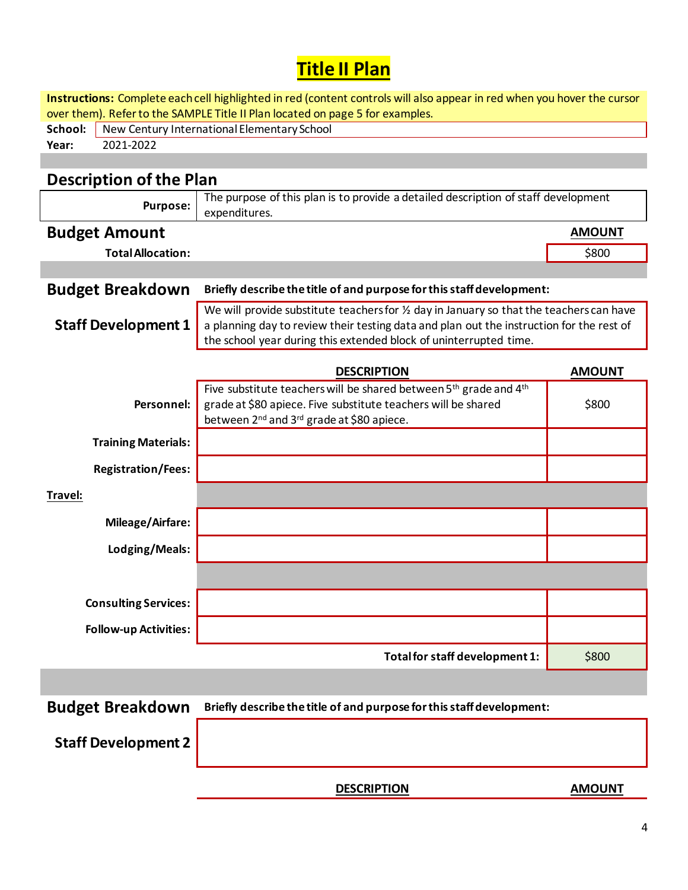# Title II Plan

**Instructions:** Complete each cell highlighted in red (content controls will also appear in red when you hover the cursor over them). Refer to the SAMPLE Title II Plan located on page 5 for examples.

**School:** New Century International Elementary School

**Year:** 2021-2022

## Description of the Plan

| | |
|---|---|
| **Purpose:** | The purpose of this plan is to provide a detailed description of staff development expenditures. |

## Budget Amount

| | AMOUNT |
|---|---|
| **Total Allocation:** | $800 |

## Budget Breakdown

**Briefly describe the title of and purpose for this staff development:**

### Staff Development 1

We will provide substitute teachers for ½ day in January so that the teachers can have a planning day to review their testing data and plan out the instruction for the rest of the school year during this extended block of uninterrupted time.

| | DESCRIPTION | AMOUNT |
|---|---|---|
| **Personnel:** | Five substitute teachers will be shared between 5th grade and 4th grade at $80 apiece. Five substitute teachers will be shared between 2nd and 3rd grade at $80 apiece. | $800 |
| **Training Materials:** | | |
| **Registration/Fees:** | | |
| **Travel:** | | |
| **Mileage/Airfare:** | | |
| **Lodging/Meals:** | | |
| **Consulting Services:** | | |
| **Follow-up Activities:** | | |
| | **Total for staff development 1:** | $800 |

## Budget Breakdown

**Briefly describe the title of and purpose for this staff development:**

### Staff Development 2

| | DESCRIPTION | AMOUNT |
|---|---|---|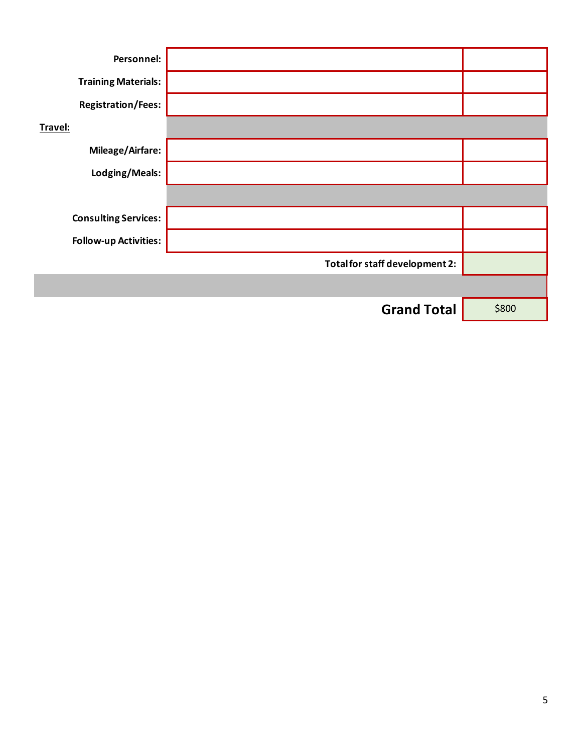| | | |
|---|---|---|
| **Personnel:** | | |
| **Training Materials:** | | |
| **Registration/Fees:** | | |
| **Travel:** | | |
| **Mileage/Airfare:** | | |
| **Lodging/Meals:** | | |
| | | |
| **Consulting Services:** | | |
| **Follow-up Activities:** | | |
| | **Total for staff development 2:** | |
| | | |
| | **Grand Total** | $800 |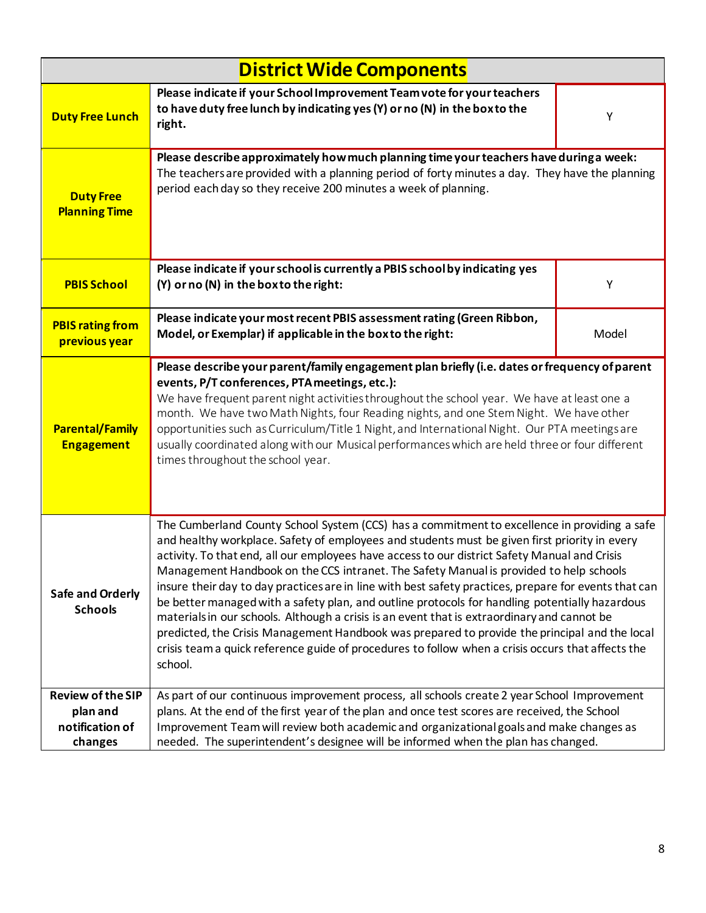| District Wide Components | | |
|---|---|---|
| **Duty Free Lunch** | **Please indicate if your School Improvement Team vote for your teachers to have duty free lunch by indicating yes (Y) or no (N) in the box to the right.** | Y |
| **Duty Free Planning Time** | **Please describe approximately how much planning time your teachers have during a week:** The teachers are provided with a planning period of forty minutes a day. They have the planning period each day so they receive 200 minutes a week of planning. | |
| **PBIS School** | **Please indicate if your school is currently a PBIS school by indicating yes (Y) or no (N) in the box to the right:** | Y |
| **PBIS rating from previous year** | **Please indicate your most recent PBIS assessment rating (Green Ribbon, Model, or Exemplar) if applicable in the box to the right:** | Model |
| **Parental/Family Engagement** | **Please describe your parent/family engagement plan briefly (i.e. dates or frequency of parent events, P/T conferences, PTA meetings, etc.):** We have frequent parent night activities throughout the school year. We have at least one a month. We have two Math Nights, four Reading nights, and one Stem Night. We have other opportunities such as Curriculum/Title 1 Night, and International Night. Our PTA meetings are usually coordinated along with our Musical performances which are held three or four different times throughout the school year. | |
| **Safe and Orderly Schools** | The Cumberland County School System (CCS) has a commitment to excellence in providing a safe and healthy workplace. Safety of employees and students must be given first priority in every activity. To that end, all our employees have access to our district Safety Manual and Crisis Management Handbook on the CCS intranet. The Safety Manual is provided to help schools insure their day to day practices are in line with best safety practices, prepare for events that can be better managed with a safety plan, and outline protocols for handling potentially hazardous materials in our schools. Although a crisis is an event that is extraordinary and cannot be predicted, the Crisis Management Handbook was prepared to provide the principal and the local crisis team a quick reference guide of procedures to follow when a crisis occurs that affects the school. | |
| **Review of the SIP plan and notification of changes** | As part of our continuous improvement process, all schools create 2 year School Improvement plans. At the end of the first year of the plan and once test scores are received, the School Improvement Team will review both academic and organizational goals and make changes as needed. The superintendent's designee will be informed when the plan has changed. | |